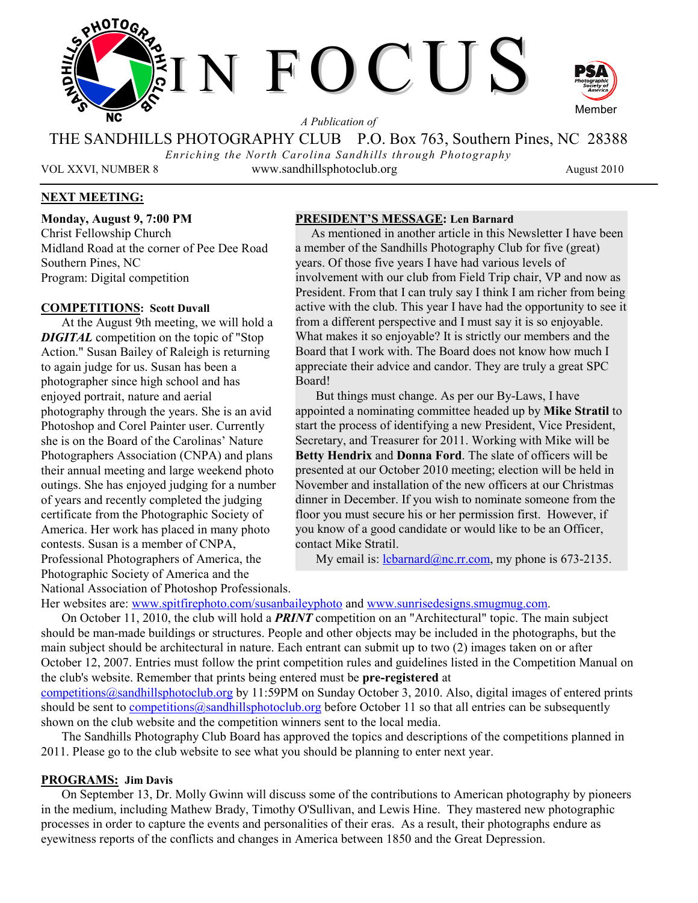# IN FOCUS

PSA Photographic Society of America Member

*A Publication of*

THE SANDHILLS PHOTOGRAPHY CLUB P.O. Box 763, Southern Pines, NC 28388

*Enriching the North Carolina Sandhills through Photography*

VOL XXVI, NUMBER 8 www.sandhillsphotoclub.org August 2010

## NEXT MEETING:

**Monday, August 9, 7:00 PM**
Christ Fellowship Church
Midland Road at the corner of Pee Dee Road
Southern Pines, NC
Program: Digital competition

## COMPETITIONS: Scott Duvall

At the August 9th meeting, we will hold a ***DIGITAL*** competition on the topic of "Stop Action." Susan Bailey of Raleigh is returning to again judge for us. Susan has been a photographer since high school and has enjoyed portrait, nature and aerial photography through the years. She is an avid Photoshop and Corel Painter user. Currently she is on the Board of the Carolinas' Nature Photographers Association (CNPA) and plans their annual meeting and large weekend photo outings. She has enjoyed judging for a number of years and recently completed the judging certificate from the Photographic Society of America. Her work has placed in many photo contests. Susan is a member of CNPA, Professional Photographers of America, the Photographic Society of America and the National Association of Photoshop Professionals. Her websites are: www.spitfirephoto.com/susanbaileyphoto and www.sunrisedesigns.smugmug.com.

On October 11, 2010, the club will hold a ***PRINT*** competition on an "Architectural" topic. The main subject should be man-made buildings or structures. People and other objects may be included in the photographs, but the main subject should be architectural in nature. Each entrant can submit up to two (2) images taken on or after October 12, 2007. Entries must follow the print competition rules and guidelines listed in the Competition Manual on the club's website. Remember that prints being entered must be **pre-registered** at competitions@sandhillsphotoclub.org by 11:59PM on Sunday October 3, 2010. Also, digital images of entered prints should be sent to competitions@sandhillsphotoclub.org before October 11 so that all entries can be subsequently shown on the club website and the competition winners sent to the local media.

The Sandhills Photography Club Board has approved the topics and descriptions of the competitions planned in 2011. Please go to the club website to see what you should be planning to enter next year.

## PRESIDENT'S MESSAGE: Len Barnard

As mentioned in another article in this Newsletter I have been a member of the Sandhills Photography Club for five (great) years. Of those five years I have had various levels of involvement with our club from Field Trip chair, VP and now as President. From that I can truly say I think I am richer from being active with the club. This year I have had the opportunity to see it from a different perspective and I must say it is so enjoyable. What makes it so enjoyable? It is strictly our members and the Board that I work with. The Board does not know how much I appreciate their advice and candor. They are truly a great SPC Board!

But things must change. As per our By-Laws, I have appointed a nominating committee headed up by **Mike Stratil** to start the process of identifying a new President, Vice President, Secretary, and Treasurer for 2011. Working with Mike will be **Betty Hendrix** and **Donna Ford**. The slate of officers will be presented at our October 2010 meeting; election will be held in November and installation of the new officers at our Christmas dinner in December. If you wish to nominate someone from the floor you must secure his or her permission first. However, if you know of a good candidate or would like to be an Officer, contact Mike Stratil.

My email is: lcbarnard@nc.rr.com, my phone is 673-2135.

## PROGRAMS: Jim Davis

On September 13, Dr. Molly Gwinn will discuss some of the contributions to American photography by pioneers in the medium, including Mathew Brady, Timothy O'Sullivan, and Lewis Hine. They mastered new photographic processes in order to capture the events and personalities of their eras. As a result, their photographs endure as eyewitness reports of the conflicts and changes in America between 1850 and the Great Depression.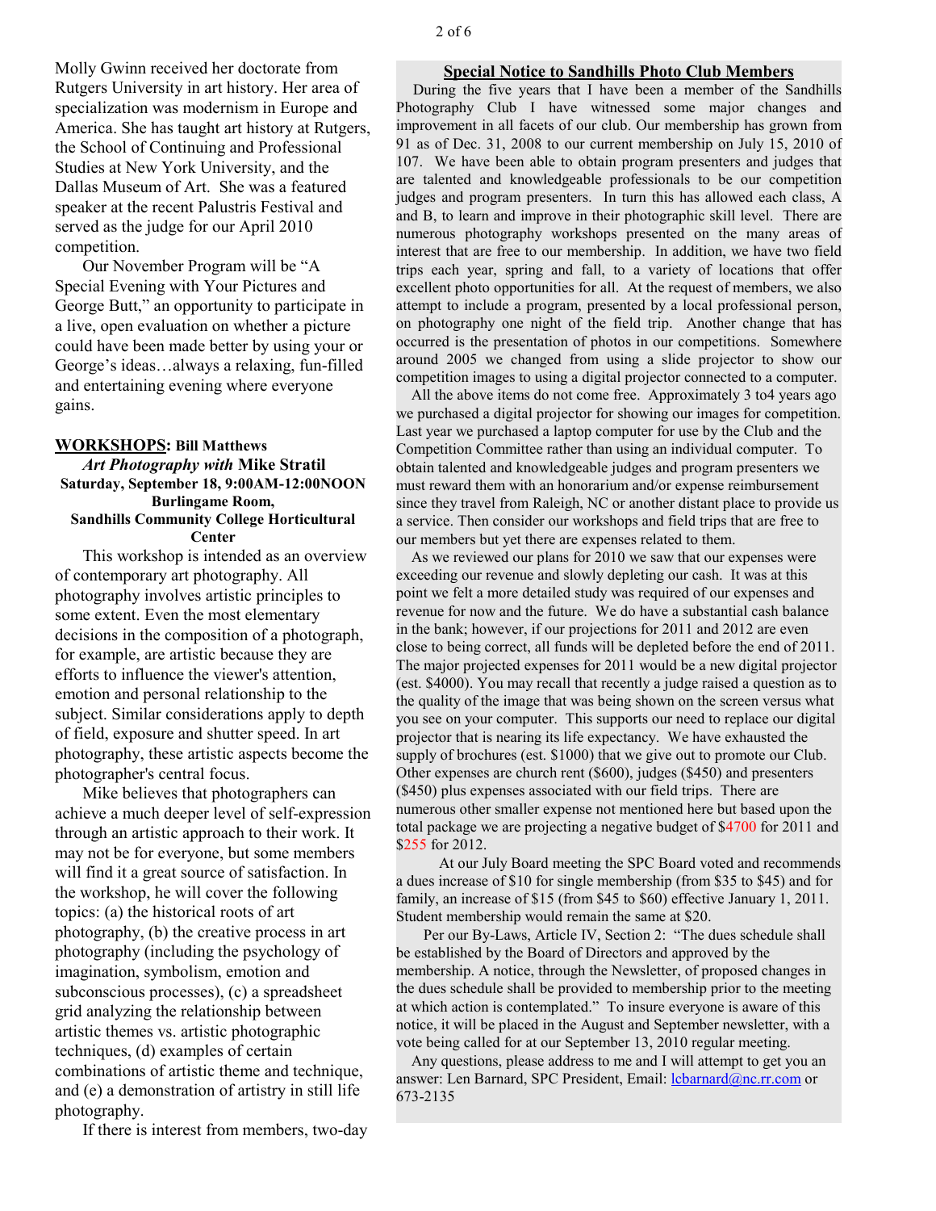Molly Gwinn received her doctorate from Rutgers University in art history. Her area of specialization was modernism in Europe and America. She has taught art history at Rutgers, the School of Continuing and Professional Studies at New York University, and the Dallas Museum of Art. She was a featured speaker at the recent Palustris Festival and served as the judge for our April 2010 competition.

Our November Program will be "A Special Evening with Your Pictures and George Butt," an opportunity to participate in a live, open evaluation on whether a picture could have been made better by using your or George's ideas…always a relaxing, fun-filled and entertaining evening where everyone gains.

**WORKSHOPS: Bill Matthews**

***Art Photography with* Mike Stratil**
**Saturday, September 18, 9:00AM-12:00NOON**
**Burlingame Room,**
**Sandhills Community College Horticultural Center**

This workshop is intended as an overview of contemporary art photography. All photography involves artistic principles to some extent. Even the most elementary decisions in the composition of a photograph, for example, are artistic because they are efforts to influence the viewer's attention, emotion and personal relationship to the subject. Similar considerations apply to depth of field, exposure and shutter speed. In art photography, these artistic aspects become the photographer's central focus.

Mike believes that photographers can achieve a much deeper level of self-expression through an artistic approach to their work. It may not be for everyone, but some members will find it a great source of satisfaction. In the workshop, he will cover the following topics: (a) the historical roots of art photography, (b) the creative process in art photography (including the psychology of imagination, symbolism, emotion and subconscious processes), (c) a spreadsheet grid analyzing the relationship between artistic themes vs. artistic photographic techniques, (d) examples of certain combinations of artistic theme and technique, and (e) a demonstration of artistry in still life photography.

If there is interest from members, two-day

## Special Notice to Sandhills Photo Club Members

During the five years that I have been a member of the Sandhills Photography Club I have witnessed some major changes and improvement in all facets of our club. Our membership has grown from 91 as of Dec. 31, 2008 to our current membership on July 15, 2010 of 107. We have been able to obtain program presenters and judges that are talented and knowledgeable professionals to be our competition judges and program presenters. In turn this has allowed each class, A and B, to learn and improve in their photographic skill level. There are numerous photography workshops presented on the many areas of interest that are free to our membership. In addition, we have two field trips each year, spring and fall, to a variety of locations that offer excellent photo opportunities for all. At the request of members, we also attempt to include a program, presented by a local professional person, on photography one night of the field trip. Another change that has occurred is the presentation of photos in our competitions. Somewhere around 2005 we changed from using a slide projector to show our competition images to using a digital projector connected to a computer.

All the above items do not come free. Approximately 3 to4 years ago we purchased a digital projector for showing our images for competition. Last year we purchased a laptop computer for use by the Club and the Competition Committee rather than using an individual computer. To obtain talented and knowledgeable judges and program presenters we must reward them with an honorarium and/or expense reimbursement since they travel from Raleigh, NC or another distant place to provide us a service. Then consider our workshops and field trips that are free to our members but yet there are expenses related to them.

As we reviewed our plans for 2010 we saw that our expenses were exceeding our revenue and slowly depleting our cash. It was at this point we felt a more detailed study was required of our expenses and revenue for now and the future. We do have a substantial cash balance in the bank; however, if our projections for 2011 and 2012 are even close to being correct, all funds will be depleted before the end of 2011. The major projected expenses for 2011 would be a new digital projector (est. $4000). You may recall that recently a judge raised a question as to the quality of the image that was being shown on the screen versus what you see on your computer. This supports our need to replace our digital projector that is nearing its life expectancy. We have exhausted the supply of brochures (est. $1000) that we give out to promote our Club. Other expenses are church rent ($600), judges ($450) and presenters ($450) plus expenses associated with our field trips. There are numerous other smaller expense not mentioned here but based upon the total package we are projecting a negative budget of $4700 for 2011 and $255 for 2012.

At our July Board meeting the SPC Board voted and recommends a dues increase of $10 for single membership (from $35 to $45) and for family, an increase of $15 (from $45 to $60) effective January 1, 2011. Student membership would remain the same at $20.

Per our By-Laws, Article IV, Section 2: "The dues schedule shall be established by the Board of Directors and approved by the membership. A notice, through the Newsletter, of proposed changes in the dues schedule shall be provided to membership prior to the meeting at which action is contemplated." To insure everyone is aware of this notice, it will be placed in the August and September newsletter, with a vote being called for at our September 13, 2010 regular meeting.

Any questions, please address to me and I will attempt to get you an answer: Len Barnard, SPC President, Email: lcbarnard@nc.rr.com or 673-2135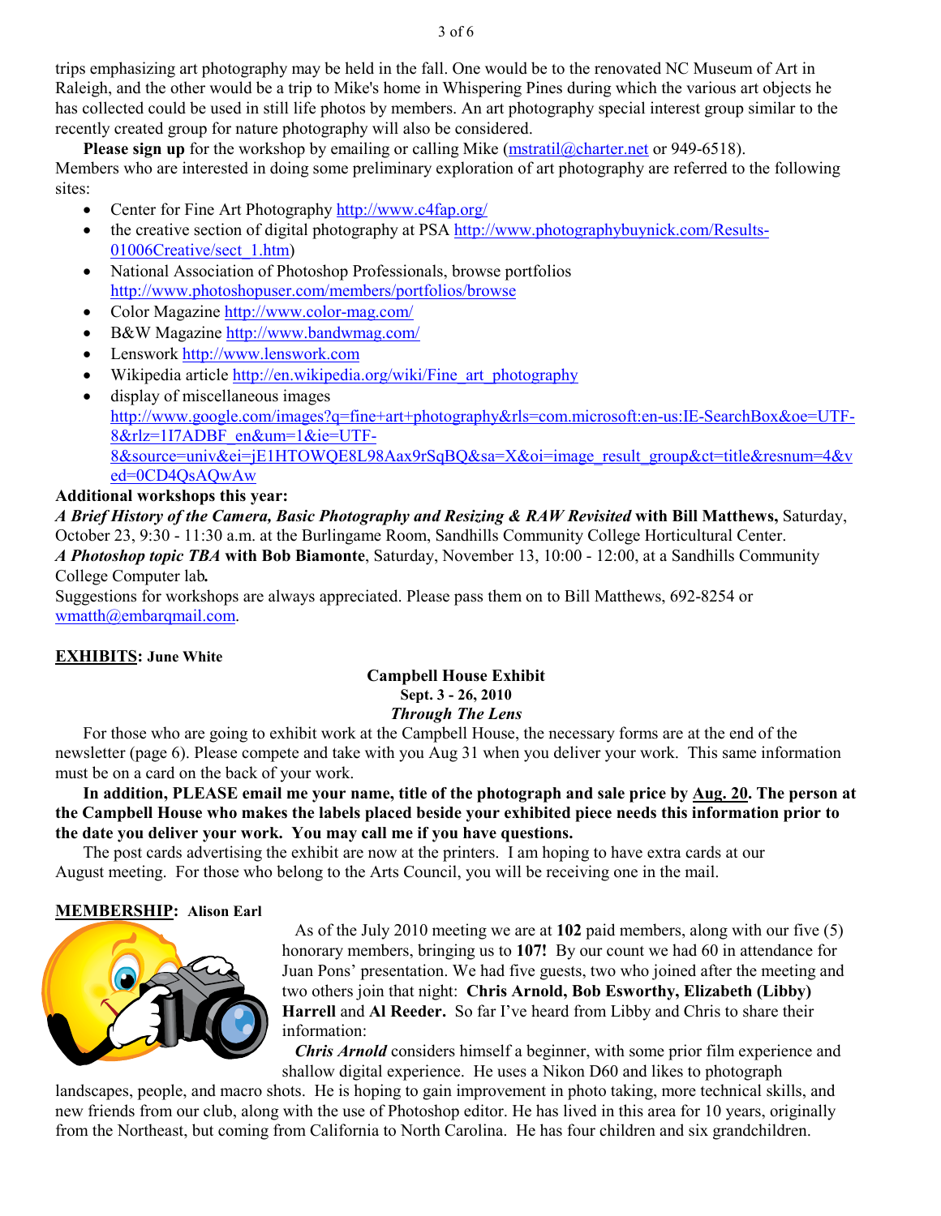trips emphasizing art photography may be held in the fall. One would be to the renovated NC Museum of Art in Raleigh, and the other would be a trip to Mike's home in Whispering Pines during which the various art objects he has collected could be used in still life photos by members. An art photography special interest group similar to the recently created group for nature photography will also be considered.

**Please sign up** for the workshop by emailing or calling Mike (mstratil@charter.net or 949-6518). Members who are interested in doing some preliminary exploration of art photography are referred to the following sites:

- Center for Fine Art Photography http://www.c4fap.org/
- the creative section of digital photography at PSA http://www.photographybuynick.com/Results-01006Creative/sect_1.htm)
- National Association of Photoshop Professionals, browse portfolios http://www.photoshopuser.com/members/portfolios/browse
- Color Magazine http://www.color-mag.com/
- B&W Magazine http://www.bandwmag.com/
- Lenswork http://www.lenswork.com
- Wikipedia article http://en.wikipedia.org/wiki/Fine_art_photography
- display of miscellaneous images http://www.google.com/images?q=fine+art+photography&rls=com.microsoft:en-us:IE-SearchBox&oe=UTF-8&rlz=1I7ADBF_en&um=1&ie=UTF-8&source=univ&ei=jE1HTOWQE8L98Aax9rSqBQ&sa=X&oi=image_result_group&ct=title&resnum=4&ved=0CD4QsAQwAw

**Additional workshops this year:**

***A Brief History of the Camera, Basic Photography and Resizing & RAW Revisited*** **with Bill Matthews,** Saturday, October 23, 9:30 - 11:30 a.m. at the Burlingame Room, Sandhills Community College Horticultural Center.

***A Photoshop topic TBA*** **with Bob Biamonte**, Saturday, November 13, 10:00 - 12:00, at a Sandhills Community College Computer lab***.***

Suggestions for workshops are always appreciated. Please pass them on to Bill Matthews, 692-8254 or wmatth@embarqmail.com.

## EXHIBITS: June White

**Campbell House Exhibit**
**Sept. 3 - 26, 2010**
***Through The Lens***

For those who are going to exhibit work at the Campbell House, the necessary forms are at the end of the newsletter (page 6). Please compete and take with you Aug 31 when you deliver your work. This same information must be on a card on the back of your work.

**In addition, PLEASE email me your name, title of the photograph and sale price by Aug. 20. The person at the Campbell House who makes the labels placed beside your exhibited piece needs this information prior to the date you deliver your work. You may call me if you have questions.**

The post cards advertising the exhibit are now at the printers. I am hoping to have extra cards at our August meeting. For those who belong to the Arts Council, you will be receiving one in the mail.

## MEMBERSHIP: Alison Earl

As of the July 2010 meeting we are at **102** paid members, along with our five (5) honorary members, bringing us to **107!** By our count we had 60 in attendance for Juan Pons' presentation. We had five guests, two who joined after the meeting and two others join that night: **Chris Arnold, Bob Esworthy, Elizabeth (Libby) Harrell** and **Al Reeder.** So far I've heard from Libby and Chris to share their information:

***Chris Arnold*** considers himself a beginner, with some prior film experience and shallow digital experience. He uses a Nikon D60 and likes to photograph landscapes, people, and macro shots. He is hoping to gain improvement in photo taking, more technical skills, and new friends from our club, along with the use of Photoshop editor. He has lived in this area for 10 years, originally from the Northeast, but coming from California to North Carolina. He has four children and six grandchildren.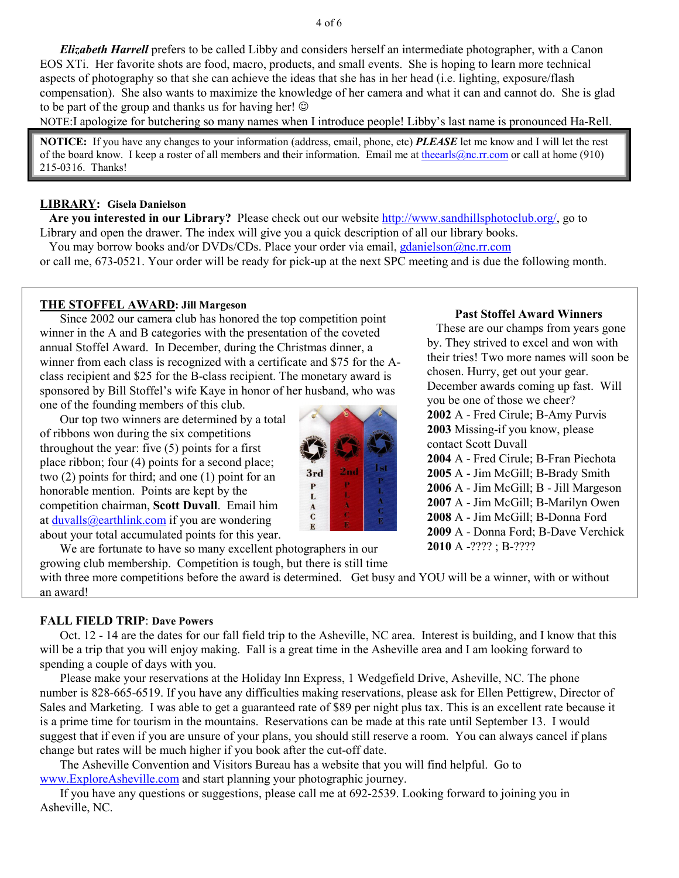***Elizabeth Harrell*** prefers to be called Libby and considers herself an intermediate photographer, with a Canon EOS XTi. Her favorite shots are food, macro, products, and small events. She is hoping to learn more technical aspects of photography so that she can achieve the ideas that she has in her head (i.e. lighting, exposure/flash compensation). She also wants to maximize the knowledge of her camera and what it can and cannot do. She is glad to be part of the group and thanks us for having her! ☺

NOTE:I apologize for butchering so many names when I introduce people! Libby's last name is pronounced Ha-Rell.

> **NOTICE:** If you have any changes to your information (address, email, phone, etc) ***PLEASE*** let me know and I will let the rest of the board know. I keep a roster of all members and their information. Email me at theearls@nc.rr.com or call at home (910) 215-0316. Thanks!

**LIBRARY: Gisela Danielson**

**Are you interested in our Library?** Please check out our website http://www.sandhillsphotoclub.org/, go to Library and open the drawer. The index will give you a quick description of all our library books.

You may borrow books and/or DVDs/CDs. Place your order via email, gdanielson@nc.rr.com or call me, 673-0521. Your order will be ready for pick-up at the next SPC meeting and is due the following month.

**THE STOFFEL AWARD: Jill Margeson**

Since 2002 our camera club has honored the top competition point winner in the A and B categories with the presentation of the coveted annual Stoffel Award. In December, during the Christmas dinner, a winner from each class is recognized with a certificate and $75 for the A-class recipient and $25 for the B-class recipient. The monetary award is sponsored by Bill Stoffel's wife Kaye in honor of her husband, who was one of the founding members of this club.

Our top two winners are determined by a total of ribbons won during the six competitions throughout the year: five (5) points for a first place ribbon; four (4) points for a second place; two (2) points for third; and one (1) point for an honorable mention. Points are kept by the competition chairman, **Scott Duvall**. Email him at duvalls@earthlink.com if you are wondering about your total accumulated points for this year.

We are fortunate to have so many excellent photographers in our growing club membership. Competition is tough, but there is still time with three more competitions before the award is determined. Get busy and YOU will be a winner, with or without an award!

**Past Stoffel Award Winners**

These are our champs from years gone by. They strived to excel and won with their tries! Two more names will soon be chosen. Hurry, get out your gear. December awards coming up fast. Will you be one of those we cheer?

**2002** A - Fred Cirule; B-Amy Purvis
**2003** Missing-if you know, please contact Scott Duvall
**2004** A - Fred Cirule; B-Fran Piechota
**2005** A - Jim McGill; B-Brady Smith
**2006** A - Jim McGill; B - Jill Margeson
**2007** A - Jim McGill; B-Marilyn Owen
**2008** A - Jim McGill; B-Donna Ford
**2009** A - Donna Ford; B-Dave Verchick
**2010** A -???? ; B-????

**FALL FIELD TRIP: Dave Powers**

Oct. 12 - 14 are the dates for our fall field trip to the Asheville, NC area. Interest is building, and I know that this will be a trip that you will enjoy making. Fall is a great time in the Asheville area and I am looking forward to spending a couple of days with you.

Please make your reservations at the Holiday Inn Express, 1 Wedgefield Drive, Asheville, NC. The phone number is 828-665-6519. If you have any difficulties making reservations, please ask for Ellen Pettigrew, Director of Sales and Marketing. I was able to get a guaranteed rate of $89 per night plus tax. This is an excellent rate because it is a prime time for tourism in the mountains. Reservations can be made at this rate until September 13. I would suggest that if even if you are unsure of your plans, you should still reserve a room. You can always cancel if plans change but rates will be much higher if you book after the cut-off date.

The Asheville Convention and Visitors Bureau has a website that you will find helpful. Go to www.ExploreAsheville.com and start planning your photographic journey.

If you have any questions or suggestions, please call me at 692-2539. Looking forward to joining you in Asheville, NC.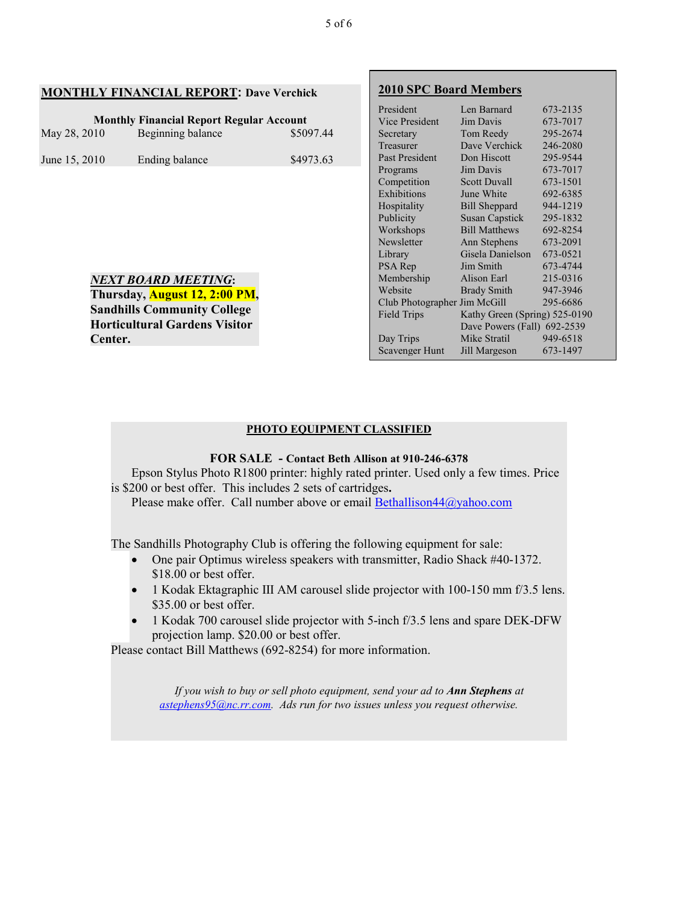## **MONTHLY FINANCIAL REPORT: Dave Verchick**

**Monthly Financial Report Regular Account**

| | | |
|---|---|---|
| May 28, 2010 | Beginning balance | $5097.44 |
| June 15, 2010 | Ending balance | $4973.63 |

***NEXT BOARD MEETING*: Thursday, August 12, 2:00 PM, Sandhills Community College Horticultural Gardens Visitor Center.**

## **2010 SPC Board Members**

| | | |
|---|---|---|
| President | Len Barnard | 673-2135 |
| Vice President | Jim Davis | 673-7017 |
| Secretary | Tom Reedy | 295-2674 |
| Treasurer | Dave Verchick | 246-2080 |
| Past President | Don Hiscott | 295-9544 |
| Programs | Jim Davis | 673-7017 |
| Competition | Scott Duvall | 673-1501 |
| Exhibitions | June White | 692-6385 |
| Hospitality | Bill Sheppard | 944-1219 |
| Publicity | Susan Capstick | 295-1832 |
| Workshops | Bill Matthews | 692-8254 |
| Newsletter | Ann Stephens | 673-2091 |
| Library | Gisela Danielson | 673-0521 |
| PSA Rep | Jim Smith | 673-4744 |
| Membership | Alison Earl | 215-0316 |
| Website | Brady Smith | 947-3946 |
| Club Photographer | Jim McGill | 295-6686 |
| Field Trips | Kathy Green (Spring) | 525-0190 |
| | Dave Powers (Fall) | 692-2539 |
| Day Trips | Mike Stratil | 949-6518 |
| Scavenger Hunt | Jill Margeson | 673-1497 |

## **PHOTO EQUIPMENT CLASSIFIED**

**FOR SALE - Contact Beth Allison at 910-246-6378**

Epson Stylus Photo R1800 printer: highly rated printer. Used only a few times. Price is $200 or best offer. This includes 2 sets of cartridges**.**

Please make offer. Call number above or email Bethallison44@yahoo.com

The Sandhills Photography Club is offering the following equipment for sale:

- One pair Optimus wireless speakers with transmitter, Radio Shack #40-1372. $18.00 or best offer.
- 1 Kodak Ektagraphic III AM carousel slide projector with 100-150 mm f/3.5 lens. $35.00 or best offer.
- 1 Kodak 700 carousel slide projector with 5-inch f/3.5 lens and spare DEK-DFW projection lamp. $20.00 or best offer.

Please contact Bill Matthews (692-8254) for more information.

*If you wish to buy or sell photo equipment, send your ad to **Ann Stephens** at astephens95@nc.rr.com. Ads run for two issues unless you request otherwise.*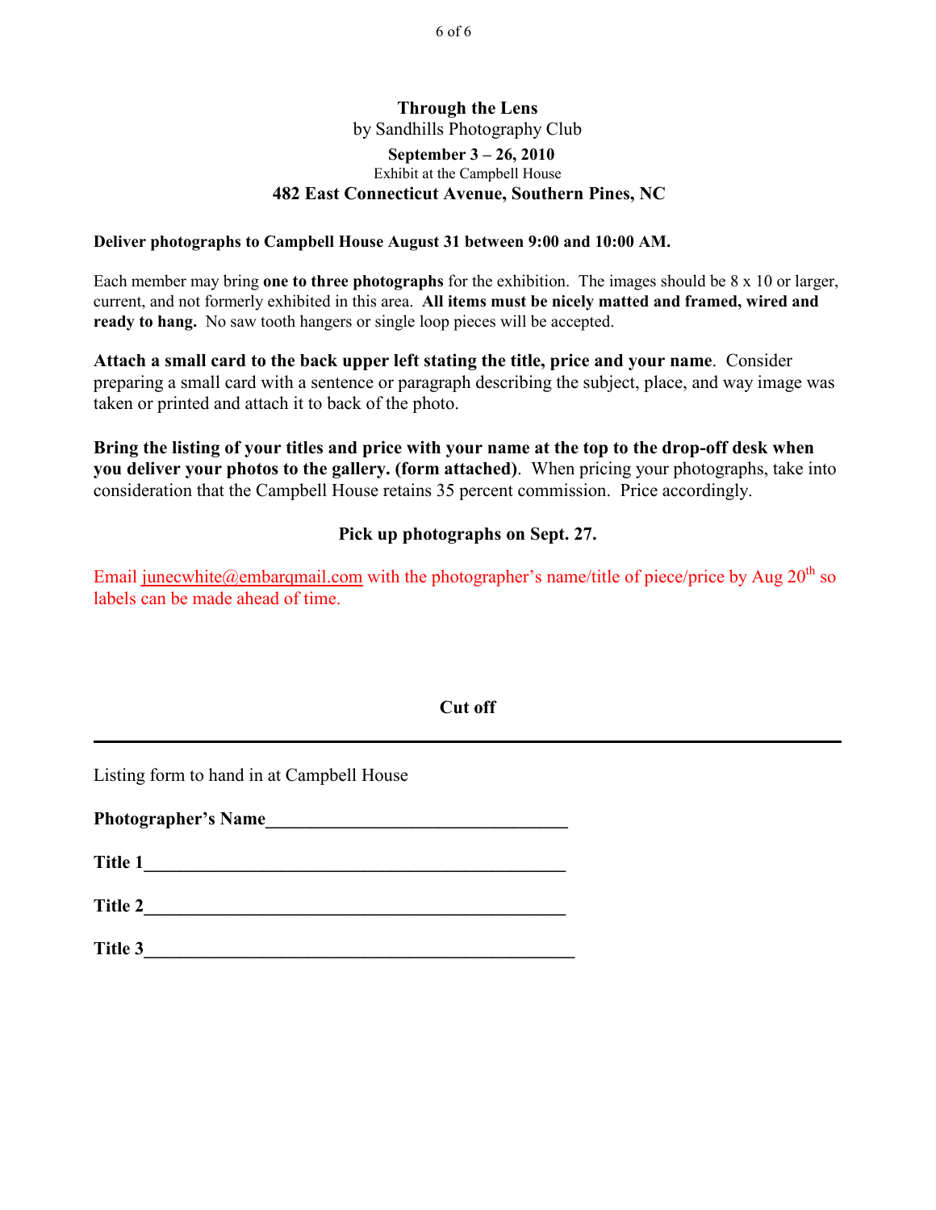**Through the Lens**

by Sandhills Photography Club

**September 3 – 26, 2010**

Exhibit at the Campbell House

**482 East Connecticut Avenue, Southern Pines, NC**

**Deliver photographs to Campbell House August 31 between 9:00 and 10:00 AM.**

Each member may bring **one to three photographs** for the exhibition. The images should be 8 x 10 or larger, current, and not formerly exhibited in this area. **All items must be nicely matted and framed, wired and ready to hang.** No saw tooth hangers or single loop pieces will be accepted.

**Attach a small card to the back upper left stating the title, price and your name**. Consider preparing a small card with a sentence or paragraph describing the subject, place, and way image was taken or printed and attach it to back of the photo.

**Bring the listing of your titles and price with your name at the top to the drop-off desk when you deliver your photos to the gallery. (form attached)**. When pricing your photographs, take into consideration that the Campbell House retains 35 percent commission. Price accordingly.

**Pick up photographs on Sept. 27.**

Email junecwhite@embarqmail.com with the photographer's name/title of piece/price by Aug 20th so labels can be made ahead of time.

**Cut off**

---

Listing form to hand in at Campbell House

**Photographer's Name**_________________________________

**Title 1**______________________________________________

**Title 2**______________________________________________

**Title 3**______________________________________________